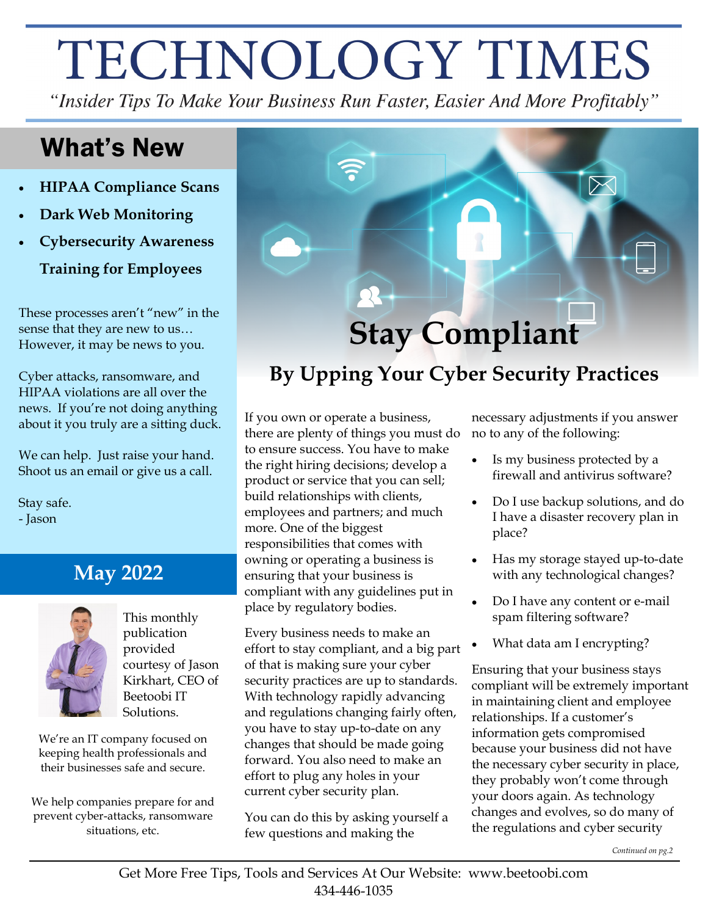# TECHNOLOGY TIMES

*"Insider Tips To Make Your Business Run Faster, Easier And More Profitably"*

## What's New

- **HIPAA Compliance Scans**
- **Dark Web Monitoring**
- **Cybersecurity Awareness Training for Employees**

These processes aren't "new" in the sense that they are new to us… However, it may be news to you.

Cyber attacks, ransomware, and HIPAA violations are all over the news. If you're not doing anything about it you truly are a sitting duck.

We can help. Just raise your hand. Shoot us an email or give us a call.

Stay safe.
- Jason

## May 2022

This monthly publication provided courtesy of Jason Kirkhart, CEO of Beetoobi IT Solutions.

We're an IT company focused on keeping health professionals and their businesses safe and secure.

We help companies prepare for and prevent cyber-attacks, ransomware situations, etc.

# Stay Compliant

## By Upping Your Cyber Security Practices

If you own or operate a business, there are plenty of things you must do to ensure success. You have to make the right hiring decisions; develop a product or service that you can sell; build relationships with clients, employees and partners; and much more. One of the biggest responsibilities that comes with owning or operating a business is ensuring that your business is compliant with any guidelines put in place by regulatory bodies.

Every business needs to make an effort to stay compliant, and a big part of that is making sure your cyber security practices are up to standards. With technology rapidly advancing and regulations changing fairly often, you have to stay up-to-date on any changes that should be made going forward. You also need to make an effort to plug any holes in your current cyber security plan.

You can do this by asking yourself a few questions and making the necessary adjustments if you answer no to any of the following:

- Is my business protected by a firewall and antivirus software?
- Do I use backup solutions, and do I have a disaster recovery plan in place?
- Has my storage stayed up-to-date with any technological changes?
- Do I have any content or e-mail spam filtering software?
- What data am I encrypting?

Ensuring that your business stays compliant will be extremely important in maintaining client and employee relationships. If a customer's information gets compromised because your business did not have the necessary cyber security in place, they probably won't come through your doors again. As technology changes and evolves, so do many of the regulations and cyber security

*Continued on pg.2*

Get More Free Tips, Tools and Services At Our Website: www.beetoobi.com
434-446-1035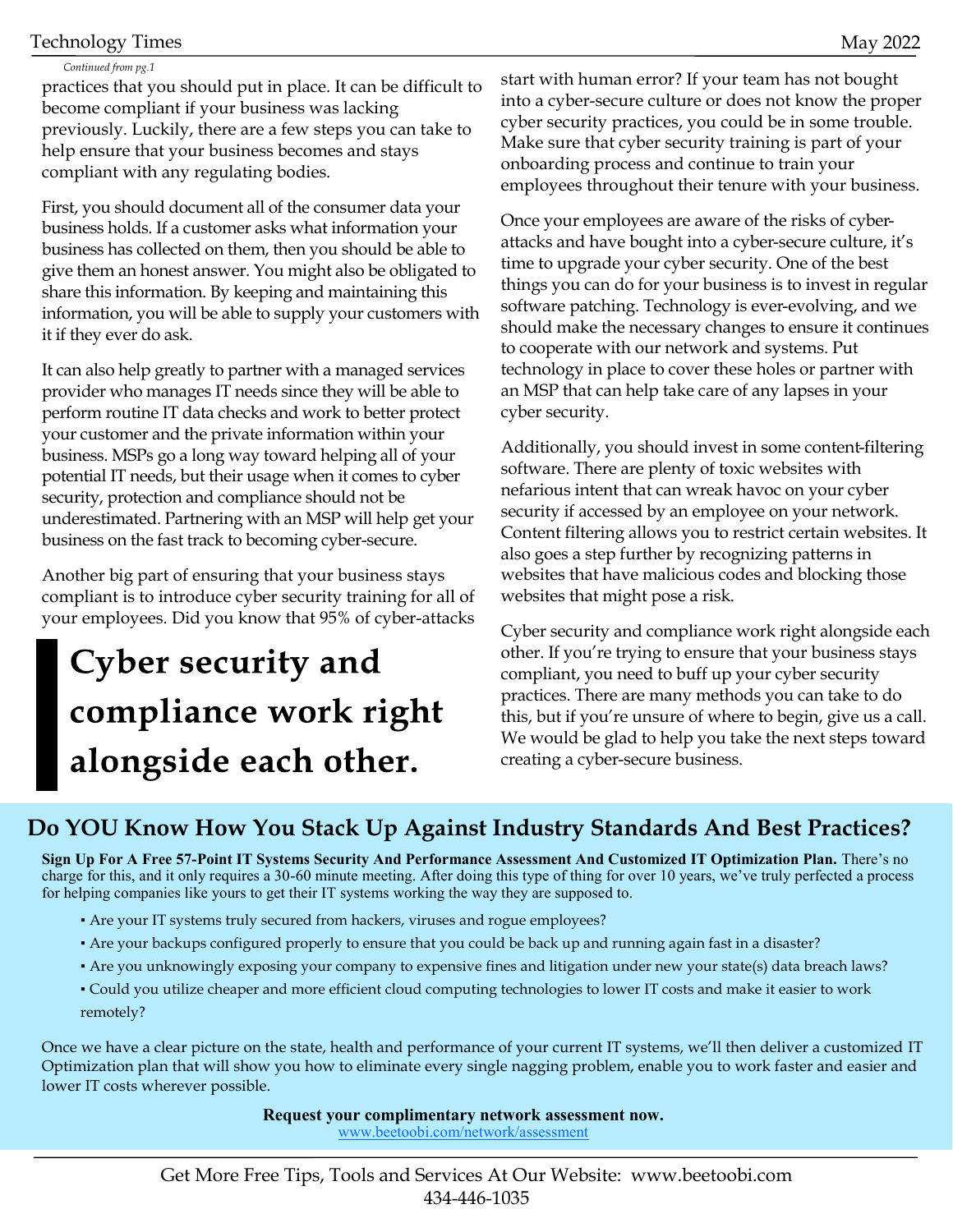*Continued from pg.1*

practices that you should put in place. It can be difficult to become compliant if your business was lacking previously. Luckily, there are a few steps you can take to help ensure that your business becomes and stays compliant with any regulating bodies.

First, you should document all of the consumer data your business holds. If a customer asks what information your business has collected on them, then you should be able to give them an honest answer. You might also be obligated to share this information. By keeping and maintaining this information, you will be able to supply your customers with it if they ever do ask.

It can also help greatly to partner with a managed services provider who manages IT needs since they will be able to perform routine IT data checks and work to better protect your customer and the private information within your business. MSPs go a long way toward helping all of your potential IT needs, but their usage when it comes to cyber security, protection and compliance should not be underestimated. Partnering with an MSP will help get your business on the fast track to becoming cyber-secure.

Another big part of ensuring that your business stays compliant is to introduce cyber security training for all of your employees. Did you know that 95% of cyber-attacks start with human error? If your team has not bought into a cyber-secure culture or does not know the proper cyber security practices, you could be in some trouble. Make sure that cyber security training is part of your onboarding process and continue to train your employees throughout their tenure with your business.

> **Cyber security and compliance work right alongside each other.**

Once your employees are aware of the risks of cyber-attacks and have bought into a cyber-secure culture, it's time to upgrade your cyber security. One of the best things you can do for your business is to invest in regular software patching. Technology is ever-evolving, and we should make the necessary changes to ensure it continues to cooperate with our network and systems. Put technology in place to cover these holes or partner with an MSP that can help take care of any lapses in your cyber security.

Additionally, you should invest in some content-filtering software. There are plenty of toxic websites with nefarious intent that can wreak havoc on your cyber security if accessed by an employee on your network. Content filtering allows you to restrict certain websites. It also goes a step further by recognizing patterns in websites that have malicious codes and blocking those websites that might pose a risk.

Cyber security and compliance work right alongside each other. If you're trying to ensure that your business stays compliant, you need to buff up your cyber security practices. There are many methods you can take to do this, but if you're unsure of where to begin, give us a call. We would be glad to help you take the next steps toward creating a cyber-secure business.

## Do YOU Know How You Stack Up Against Industry Standards And Best Practices?

**Sign Up For A Free 57-Point IT Systems Security And Performance Assessment And Customized IT Optimization Plan.** There's no charge for this, and it only requires a 30-60 minute meeting. After doing this type of thing for over 10 years, we've truly perfected a process for helping companies like yours to get their IT systems working the way they are supposed to.

- Are your IT systems truly secured from hackers, viruses and rogue employees?
- Are your backups configured properly to ensure that you could be back up and running again fast in a disaster?
- Are you unknowingly exposing your company to expensive fines and litigation under new your state(s) data breach laws?
- Could you utilize cheaper and more efficient cloud computing technologies to lower IT costs and make it easier to work remotely?

Once we have a clear picture on the state, health and performance of your current IT systems, we'll then deliver a customized IT Optimization plan that will show you how to eliminate every single nagging problem, enable you to work faster and easier and lower IT costs wherever possible.

**Request your complimentary network assessment now.**

www.beetoobi.com/network/assessment

Get More Free Tips, Tools and Services At Our Website: www.beetoobi.com
434-446-1035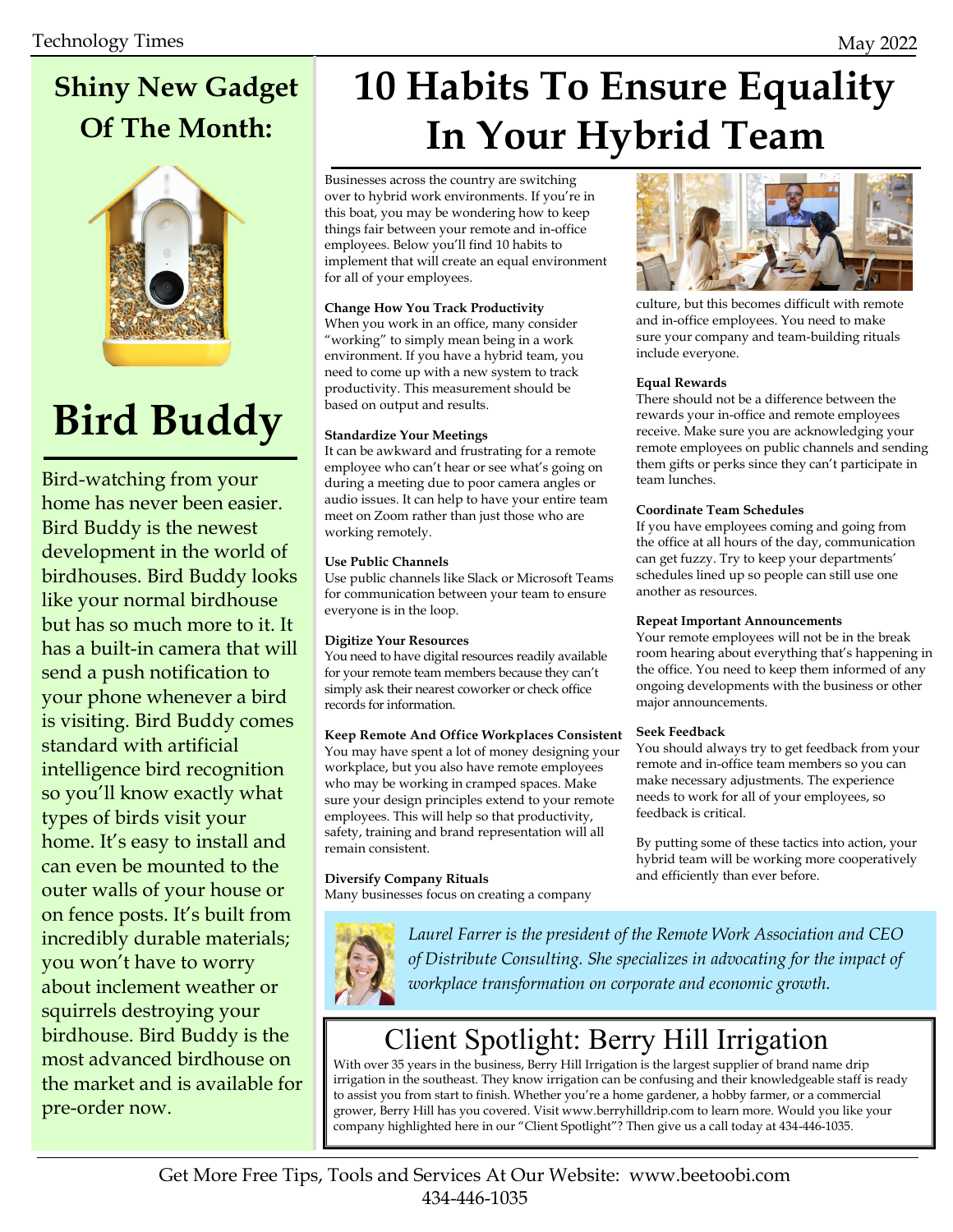## Shiny New Gadget Of The Month:

# Bird Buddy

Bird-watching from your home has never been easier. Bird Buddy is the newest development in the world of birdhouses. Bird Buddy looks like your normal birdhouse but has so much more to it. It has a built-in camera that will send a push notification to your phone whenever a bird is visiting. Bird Buddy comes standard with artificial intelligence bird recognition so you'll know exactly what types of birds visit your home. It's easy to install and can even be mounted to the outer walls of your house or on fence posts. It's built from incredibly durable materials; you won't have to worry about inclement weather or squirrels destroying your birdhouse. Bird Buddy is the most advanced birdhouse on the market and is available for pre-order now.

# 10 Habits To Ensure Equality In Your Hybrid Team

Businesses across the country are switching over to hybrid work environments. If you're in this boat, you may be wondering how to keep things fair between your remote and in-office employees. Below you'll find 10 habits to implement that will create an equal environment for all of your employees.

**Change How You Track Productivity**
When you work in an office, many consider "working" to simply mean being in a work environment. If you have a hybrid team, you need to come up with a new system to track productivity. This measurement should be based on output and results.

**Standardize Your Meetings**
It can be awkward and frustrating for a remote employee who can't hear or see what's going on during a meeting due to poor camera angles or audio issues. It can help to have your entire team meet on Zoom rather than just those who are working remotely.

**Use Public Channels**
Use public channels like Slack or Microsoft Teams for communication between your team to ensure everyone is in the loop.

**Digitize Your Resources**
You need to have digital resources readily available for your remote team members because they can't simply ask their nearest coworker or check office records for information.

**Keep Remote And Office Workplaces Consistent**
You may have spent a lot of money designing your workplace, but you also have remote employees who may be working in cramped spaces. Make sure your design principles extend to your remote employees. This will help so that productivity, safety, training and brand representation will all remain consistent.

**Diversify Company Rituals**
Many businesses focus on creating a company culture, but this becomes difficult with remote and in-office employees. You need to make sure your company and team-building rituals include everyone.

**Equal Rewards**
There should not be a difference between the rewards your in-office and remote employees receive. Make sure you are acknowledging your remote employees on public channels and sending them gifts or perks since they can't participate in team lunches.

**Coordinate Team Schedules**
If you have employees coming and going from the office at all hours of the day, communication can get fuzzy. Try to keep your departments' schedules lined up so people can still use one another as resources.

**Repeat Important Announcements**
Your remote employees will not be in the break room hearing about everything that's happening in the office. You need to keep them informed of any ongoing developments with the business or other major announcements.

**Seek Feedback**
You should always try to get feedback from your remote and in-office team members so you can make necessary adjustments. The experience needs to work for all of your employees, so feedback is critical.

By putting some of these tactics into action, your hybrid team will be working more cooperatively and efficiently than ever before.

*Laurel Farrer is the president of the Remote Work Association and CEO of Distribute Consulting. She specializes in advocating for the impact of workplace transformation on corporate and economic growth.*

## Client Spotlight: Berry Hill Irrigation

With over 35 years in the business, Berry Hill Irrigation is the largest supplier of brand name drip irrigation in the southeast. They know irrigation can be confusing and their knowledgeable staff is ready to assist you from start to finish. Whether you're a home gardener, a hobby farmer, or a commercial grower, Berry Hill has you covered. Visit www.berryhilldrip.com to learn more. Would you like your company highlighted here in our "Client Spotlight"? Then give us a call today at 434-446-1035.

Get More Free Tips, Tools and Services At Our Website: www.beetoobi.com
434-446-1035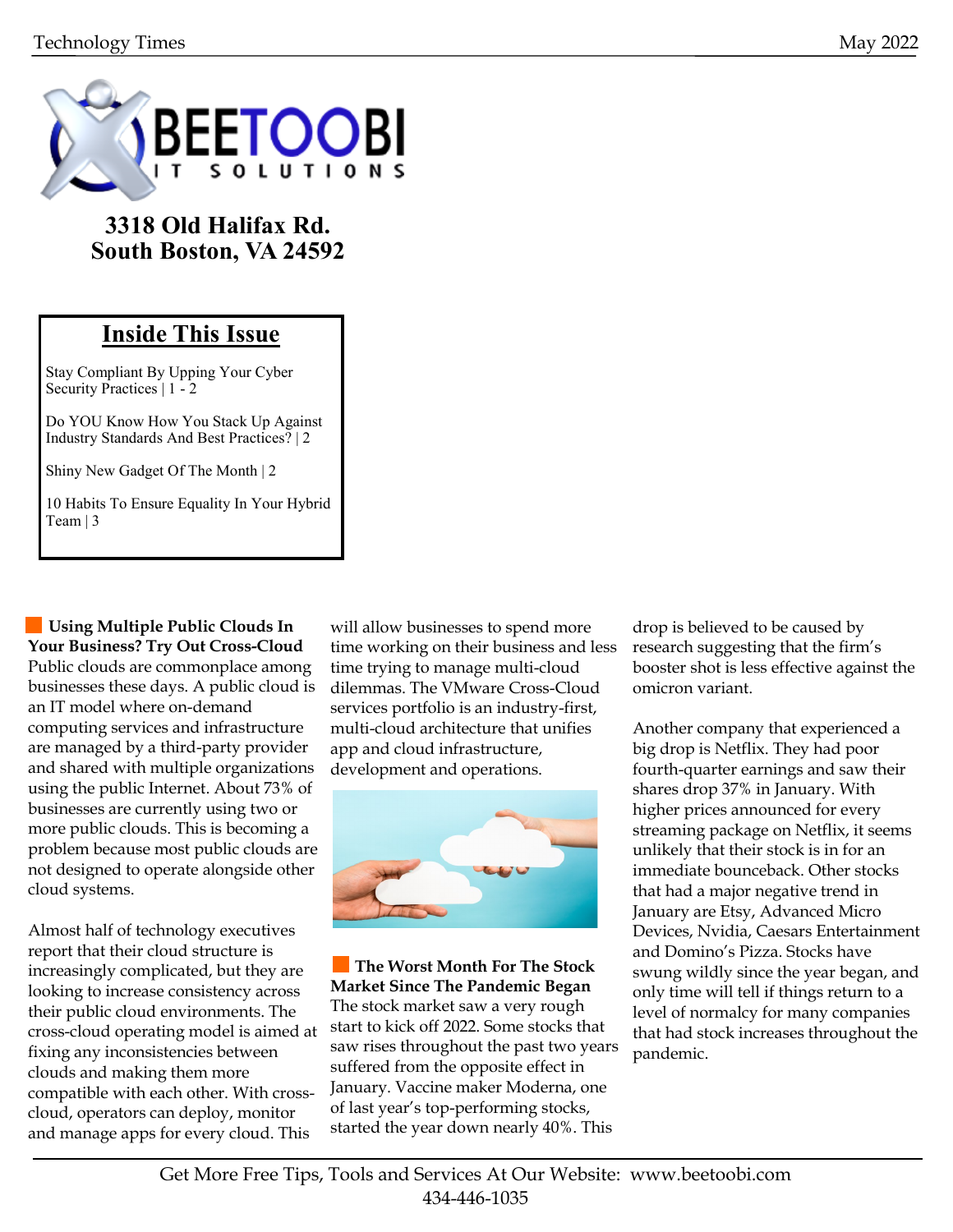**3318 Old Halifax Rd.**
**South Boston, VA 24592**

## Inside This Issue

Stay Compliant By Upping Your Cyber Security Practices | 1 - 2

Do YOU Know How You Stack Up Against Industry Standards And Best Practices? | 2

Shiny New Gadget Of The Month | 2

10 Habits To Ensure Equality In Your Hybrid Team | 3

### Using Multiple Public Clouds In Your Business? Try Out Cross-Cloud

Public clouds are commonplace among businesses these days. A public cloud is an IT model where on-demand computing services and infrastructure are managed by a third-party provider and shared with multiple organizations using the public Internet. About 73% of businesses are currently using two or more public clouds. This is becoming a problem because most public clouds are not designed to operate alongside other cloud systems.

Almost half of technology executives report that their cloud structure is increasingly complicated, but they are looking to increase consistency across their public cloud environments. The cross-cloud operating model is aimed at fixing any inconsistencies between clouds and making them more compatible with each other. With cross-cloud, operators can deploy, monitor and manage apps for every cloud. This will allow businesses to spend more time working on their business and less time trying to manage multi-cloud dilemmas. The VMware Cross-Cloud services portfolio is an industry-first, multi-cloud architecture that unifies app and cloud infrastructure, development and operations.

### The Worst Month For The Stock Market Since The Pandemic Began

The stock market saw a very rough start to kick off 2022. Some stocks that saw rises throughout the past two years suffered from the opposite effect in January. Vaccine maker Moderna, one of last year's top-performing stocks, started the year down nearly 40%. This drop is believed to be caused by research suggesting that the firm's booster shot is less effective against the omicron variant.

Another company that experienced a big drop is Netflix. They had poor fourth-quarter earnings and saw their shares drop 37% in January. With higher prices announced for every streaming package on Netflix, it seems unlikely that their stock is in for an immediate bounceback. Other stocks that had a major negative trend in January are Etsy, Advanced Micro Devices, Nvidia, Caesars Entertainment and Domino's Pizza. Stocks have swung wildly since the year began, and only time will tell if things return to a level of normalcy for many companies that had stock increases throughout the pandemic.

Get More Free Tips, Tools and Services At Our Website: www.beetoobi.com
434-446-1035